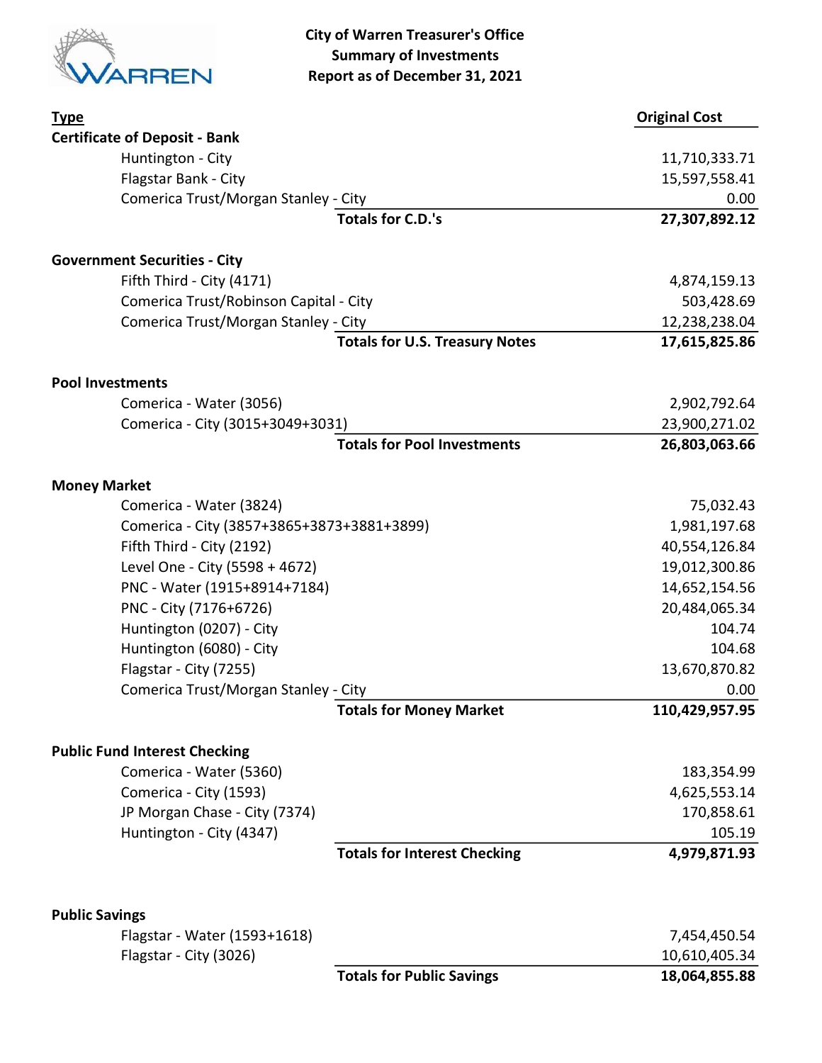**City of Warren Treasurer's Office**
**Summary of Investments**
**Report as of December 31, 2021**

| Type | Original Cost |
|---|---|
| **Certificate of Deposit - Bank** | |
| Huntington - City | 11,710,333.71 |
| Flagstar Bank - City | 15,597,558.41 |
| Comerica Trust/Morgan Stanley - City | 0.00 |
| **Totals for C.D.'s** | **27,307,892.12** |
| | |
| **Government Securities - City** | |
| Fifth Third - City (4171) | 4,874,159.13 |
| Comerica Trust/Robinson Capital - City | 503,428.69 |
| Comerica Trust/Morgan Stanley - City | 12,238,238.04 |
| **Totals for U.S. Treasury Notes** | **17,615,825.86** |
| | |
| **Pool Investments** | |
| Comerica - Water (3056) | 2,902,792.64 |
| Comerica - City (3015+3049+3031) | 23,900,271.02 |
| **Totals for Pool Investments** | **26,803,063.66** |
| | |
| **Money Market** | |
| Comerica - Water (3824) | 75,032.43 |
| Comerica - City (3857+3865+3873+3881+3899) | 1,981,197.68 |
| Fifth Third - City (2192) | 40,554,126.84 |
| Level One - City (5598 + 4672) | 19,012,300.86 |
| PNC - Water (1915+8914+7184) | 14,652,154.56 |
| PNC - City (7176+6726) | 20,484,065.34 |
| Huntington (0207) - City | 104.74 |
| Huntington (6080) - City | 104.68 |
| Flagstar - City (7255) | 13,670,870.82 |
| Comerica Trust/Morgan Stanley - City | 0.00 |
| **Totals for Money Market** | **110,429,957.95** |
| | |
| **Public Fund Interest Checking** | |
| Comerica - Water (5360) | 183,354.99 |
| Comerica - City (1593) | 4,625,553.14 |
| JP Morgan Chase - City (7374) | 170,858.61 |
| Huntington - City (4347) | 105.19 |
| **Totals for Interest Checking** | **4,979,871.93** |
| | |
| **Public Savings** | |
| Flagstar - Water (1593+1618) | 7,454,450.54 |
| Flagstar - City (3026) | 10,610,405.34 |
| **Totals for Public Savings** | **18,064,855.88** |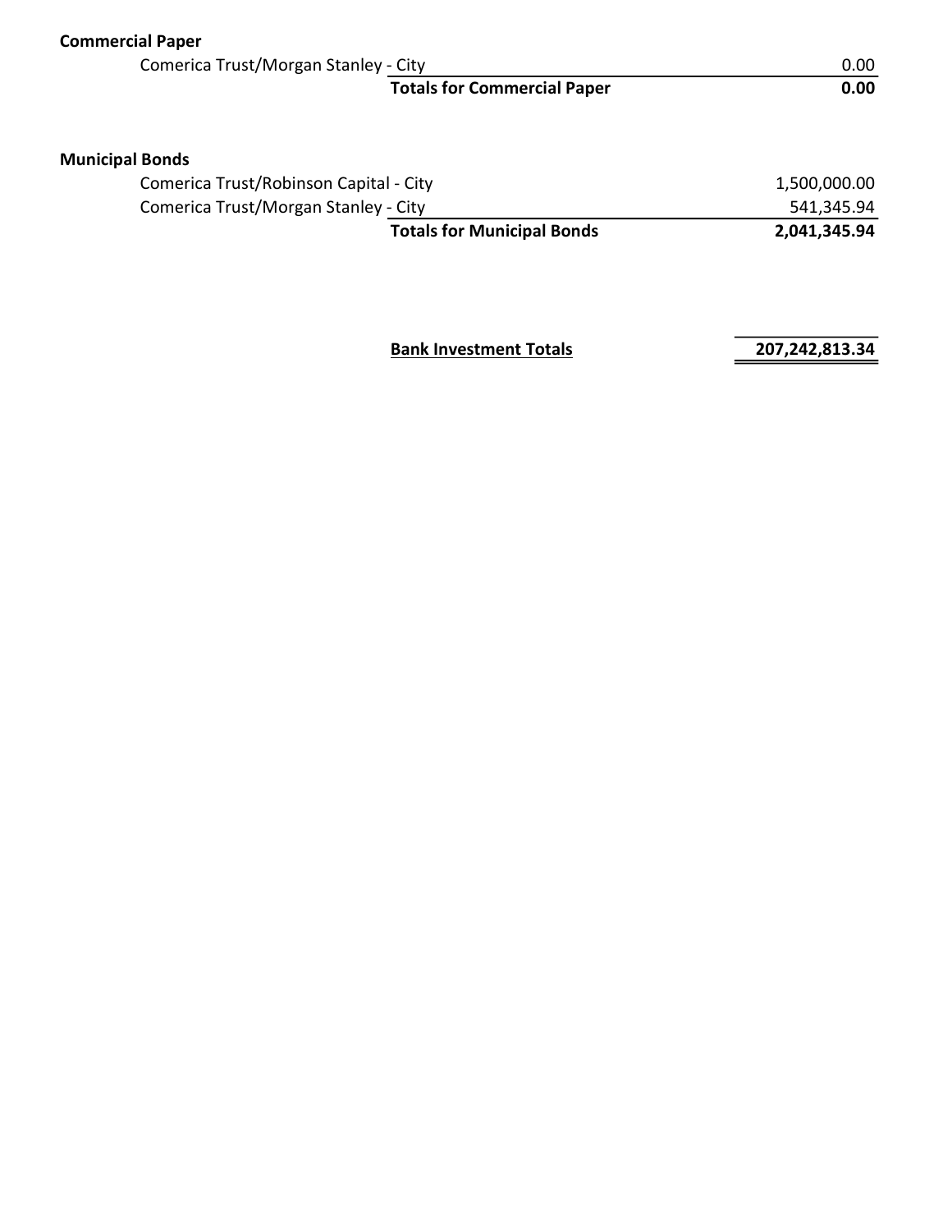**Commercial Paper**

| | | |
|---|---|---|
| Comerica Trust/Morgan Stanley - City | | 0.00 |
| | **Totals for Commercial Paper** | **0.00** |

**Municipal Bonds**

| | | |
|---|---|---|
| Comerica Trust/Robinson Capital - City | | 1,500,000.00 |
| Comerica Trust/Morgan Stanley - City | | 541,345.94 |
| | **Totals for Municipal Bonds** | **2,041,345.94** |

| | |
|---|---|
| **Bank Investment Totals** | **207,242,813.34** |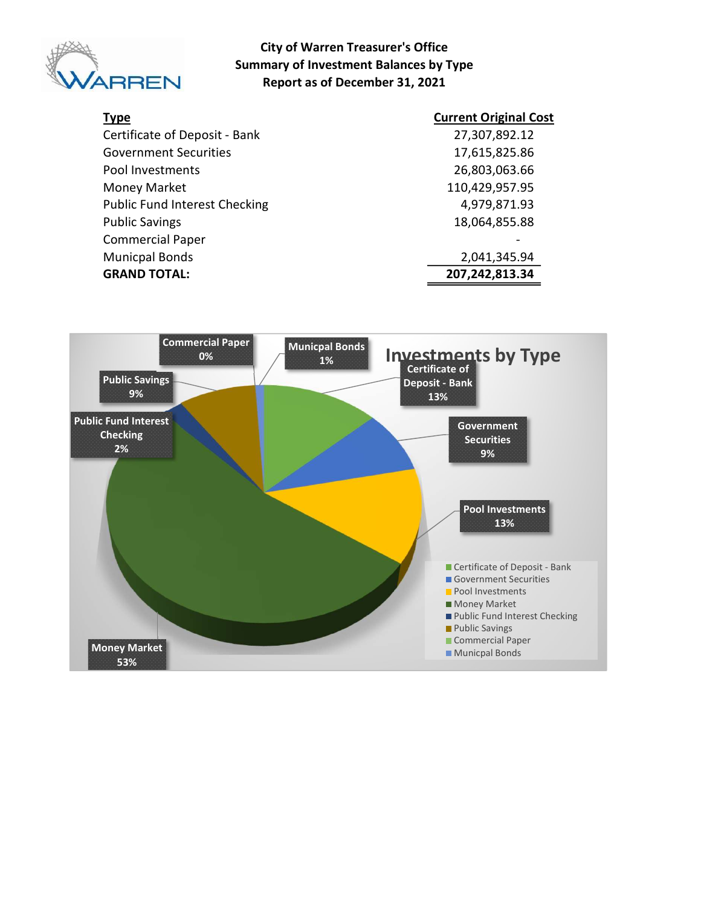# City of Warren Treasurer's Office
## Summary of Investment Balances by Type
### Report as of December 31, 2021

| Type | Current Original Cost |
|---|---|
| Certificate of Deposit - Bank | 27,307,892.12 |
| Government Securities | 17,615,825.86 |
| Pool Investments | 26,803,063.66 |
| Money Market | 110,429,957.95 |
| Public Fund Interest Checking | 4,979,871.93 |
| Public Savings | 18,064,855.88 |
| Commercial Paper | - |
| Municpal Bonds | 2,041,345.94 |
| **GRAND TOTAL:** | **207,242,813.34** |

**Investments by Type**

| Type | Percent |
|---|---|
| Certificate of Deposit - Bank | 13% |
| Government Securities | 9% |
| Pool Investments | 13% |
| Money Market | 53% |
| Public Fund Interest Checking | 2% |
| Public Savings | 9% |
| Commercial Paper | 0% |
| Municpal Bonds | 1% |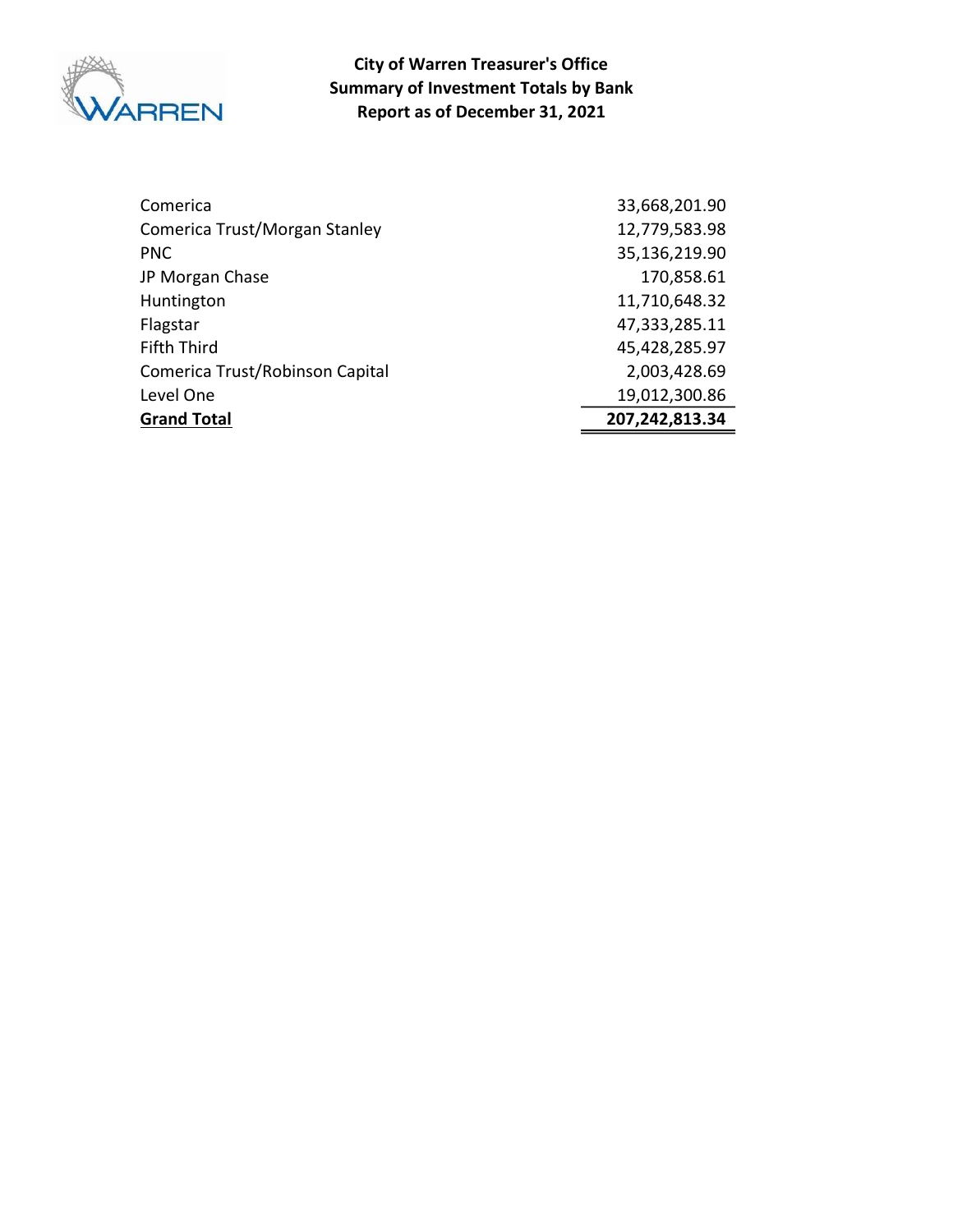# City of Warren Treasurer's Office
## Summary of Investment Totals by Bank
## Report as of December 31, 2021

| Bank | Amount |
|---|---|
| Comerica | 33,668,201.90 |
| Comerica Trust/Morgan Stanley | 12,779,583.98 |
| PNC | 35,136,219.90 |
| JP Morgan Chase | 170,858.61 |
| Huntington | 11,710,648.32 |
| Flagstar | 47,333,285.11 |
| Fifth Third | 45,428,285.97 |
| Comerica Trust/Robinson Capital | 2,003,428.69 |
| Level One | 19,012,300.86 |
| **Grand Total** | **207,242,813.34** |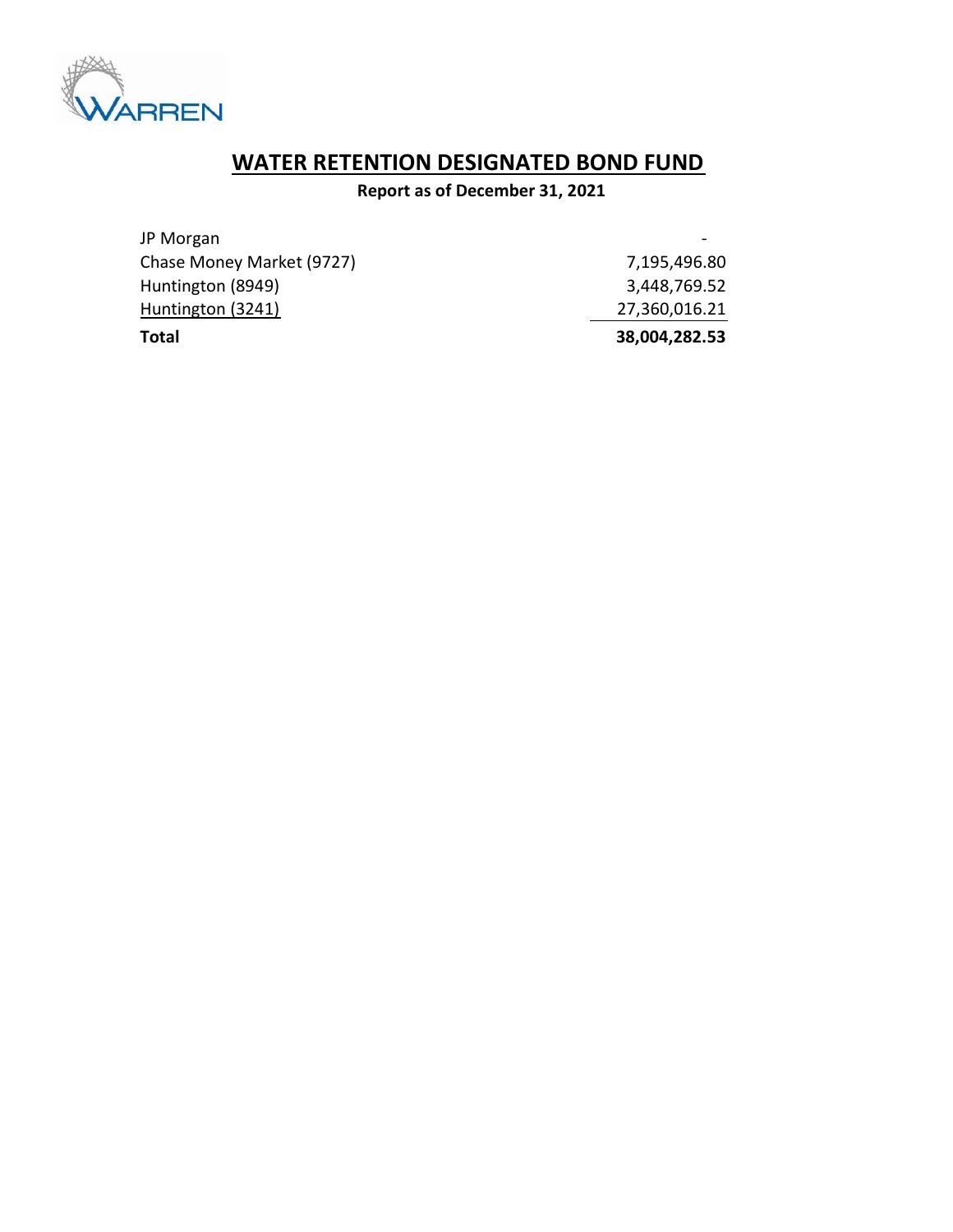WARREN

# WATER RETENTION DESIGNATED BOND FUND

**Report as of December 31, 2021**

| | |
|---|---|
| JP Morgan | - |
| Chase Money Market (9727) | 7,195,496.80 |
| Huntington (8949) | 3,448,769.52 |
| Huntington (3241) | 27,360,016.21 |
| **Total** | **38,004,282.53** |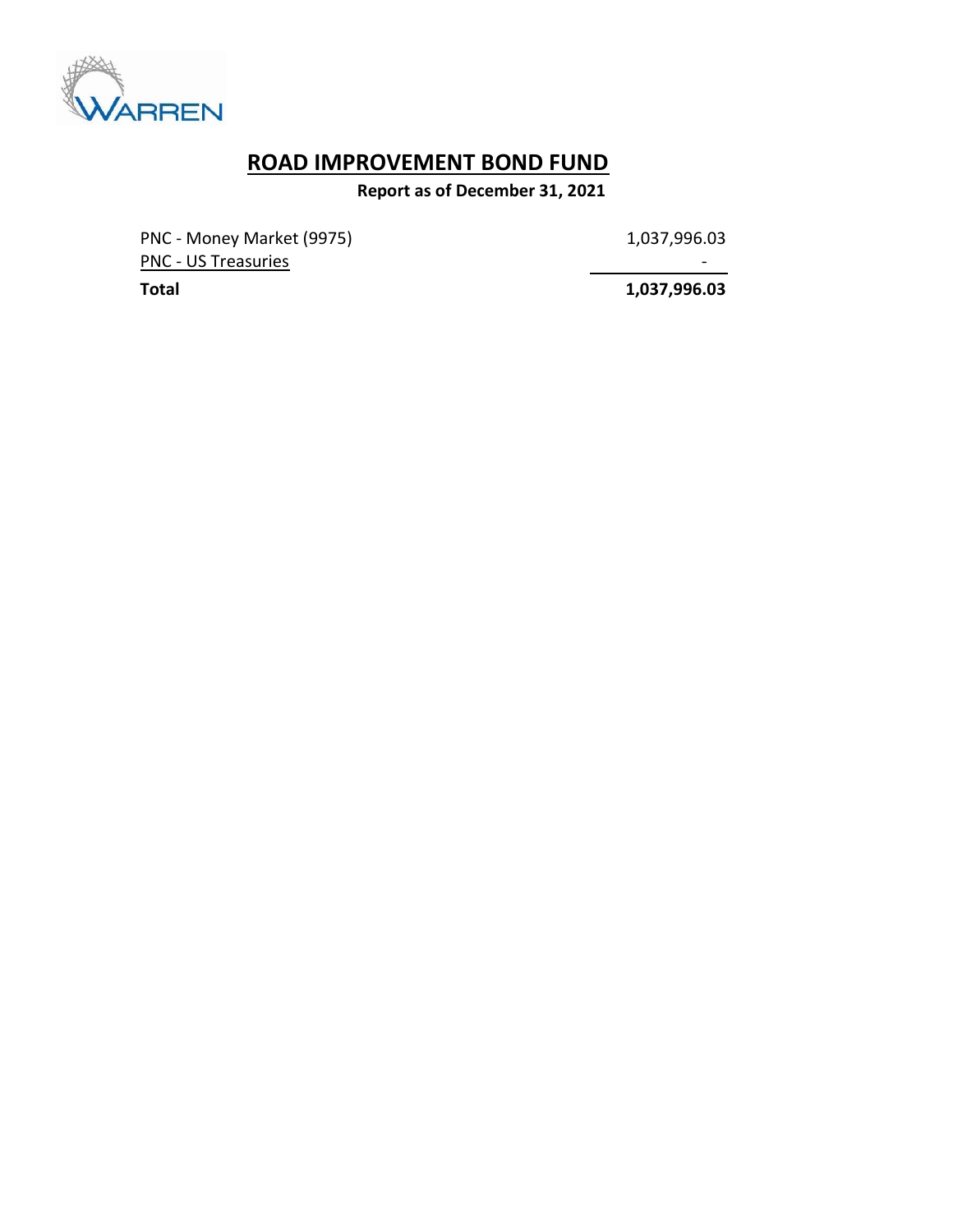# ROAD IMPROVEMENT BOND FUND

**Report as of December 31, 2021**

| | |
|---|---|
| PNC - Money Market (9975) | 1,037,996.03 |
| PNC - US Treasuries | - |
| **Total** | **1,037,996.03** |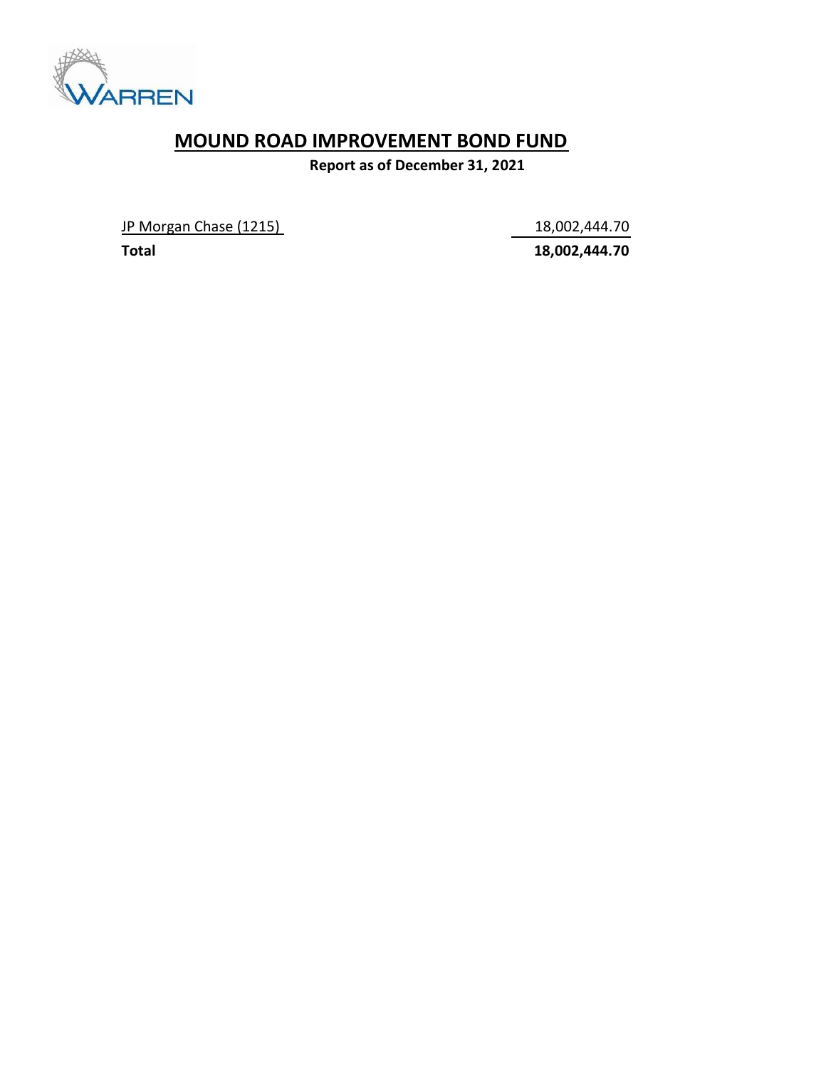# MOUND ROAD IMPROVEMENT BOND FUND

**Report as of December 31, 2021**

| | |
|---|---|
| JP Morgan Chase (1215) | 18,002,444.70 |
| **Total** | **18,002,444.70** |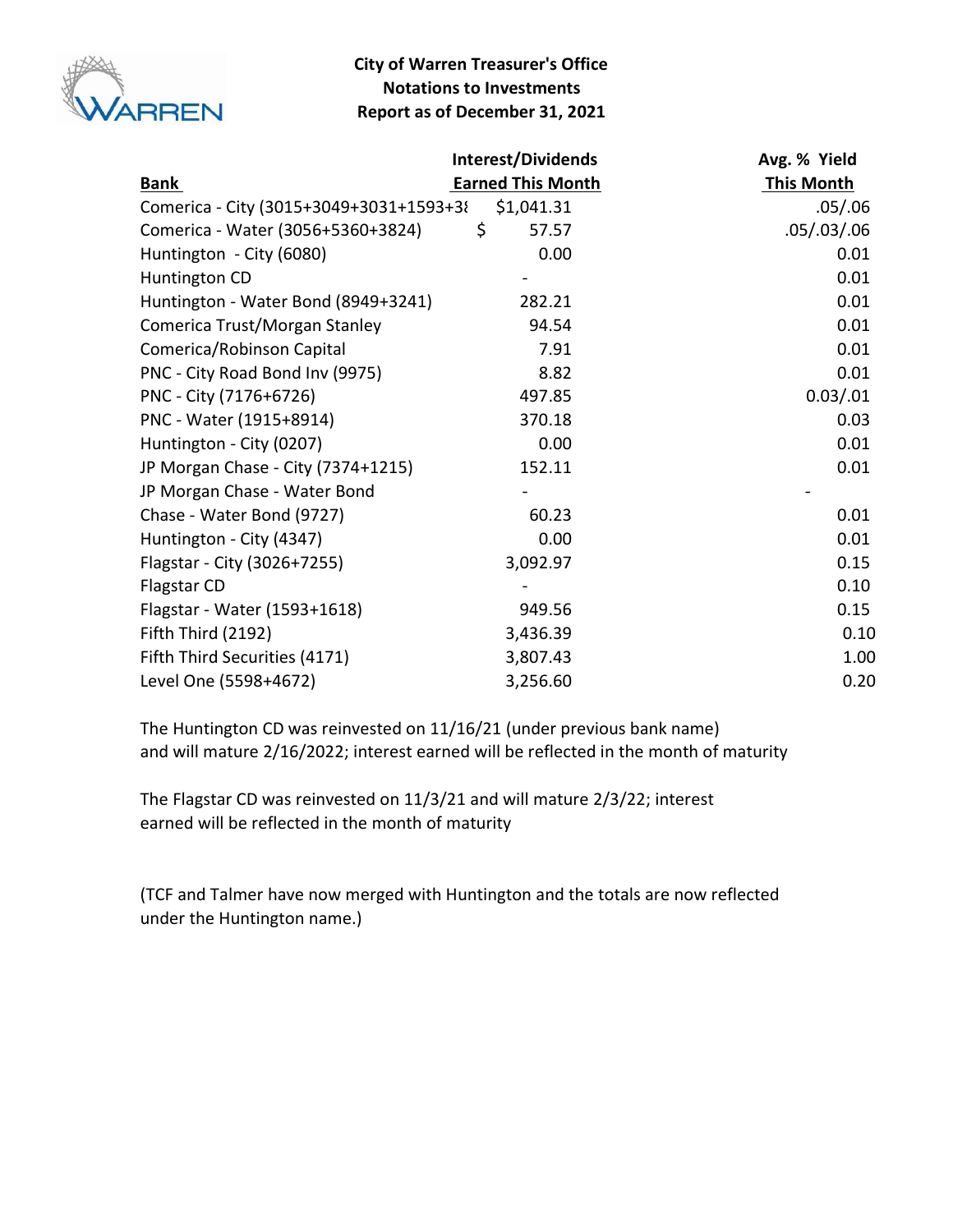**City of Warren Treasurer's Office**
**Notations to Investments**
**Report as of December 31, 2021**

| Bank | Interest/Dividends Earned This Month | Avg. % Yield This Month |
| --- | --- | --- |
| Comerica - City (3015+3049+3031+1593+3ᵻ | $1,041.31 | .05/.06 |
| Comerica - Water (3056+5360+3824) | $ 57.57 | .05/.03/.06 |
| Huntington - City (6080) | 0.00 | 0.01 |
| Huntington CD | - | 0.01 |
| Huntington - Water Bond (8949+3241) | 282.21 | 0.01 |
| Comerica Trust/Morgan Stanley | 94.54 | 0.01 |
| Comerica/Robinson Capital | 7.91 | 0.01 |
| PNC - City Road Bond Inv (9975) | 8.82 | 0.01 |
| PNC - City (7176+6726) | 497.85 | 0.03/.01 |
| PNC - Water (1915+8914) | 370.18 | 0.03 |
| Huntington - City (0207) | 0.00 | 0.01 |
| JP Morgan Chase - City (7374+1215) | 152.11 | 0.01 |
| JP Morgan Chase - Water Bond | - | - |
| Chase - Water Bond (9727) | 60.23 | 0.01 |
| Huntington - City (4347) | 0.00 | 0.01 |
| Flagstar - City (3026+7255) | 3,092.97 | 0.15 |
| Flagstar CD | - | 0.10 |
| Flagstar - Water (1593+1618) | 949.56 | 0.15 |
| Fifth Third (2192) | 3,436.39 | 0.10 |
| Fifth Third Securities (4171) | 3,807.43 | 1.00 |
| Level One (5598+4672) | 3,256.60 | 0.20 |

The Huntington CD was reinvested on 11/16/21 (under previous bank name) and will mature 2/16/2022; interest earned will be reflected in the month of maturity

The Flagstar CD was reinvested on 11/3/21 and will mature 2/3/22; interest earned will be reflected in the month of maturity

(TCF and Talmer have now merged with Huntington and the totals are now reflected under the Huntington name.)